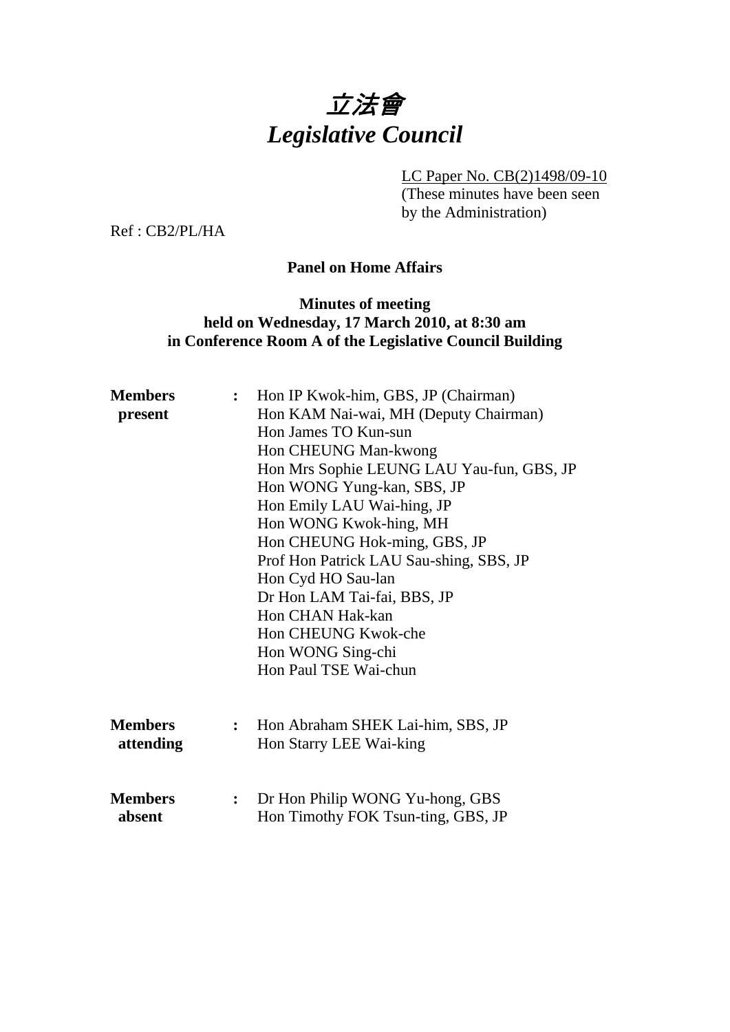# 立法會
# *Legislative Council*

LC Paper No. CB(2)1498/09-10
(These minutes have been seen by the Administration)

Ref : CB2/PL/HA

**Panel on Home Affairs**

**Minutes of meeting**
**held on Wednesday, 17 March 2010, at 8:30 am**
**in Conference Room A of the Legislative Council Building**

**Members present** :
Hon IP Kwok-him, GBS, JP (Chairman)
Hon KAM Nai-wai, MH (Deputy Chairman)
Hon James TO Kun-sun
Hon CHEUNG Man-kwong
Hon Mrs Sophie LEUNG LAU Yau-fun, GBS, JP
Hon WONG Yung-kan, SBS, JP
Hon Emily LAU Wai-hing, JP
Hon WONG Kwok-hing, MH
Hon CHEUNG Hok-ming, GBS, JP
Prof Hon Patrick LAU Sau-shing, SBS, JP
Hon Cyd HO Sau-lan
Dr Hon LAM Tai-fai, BBS, JP
Hon CHAN Hak-kan
Hon CHEUNG Kwok-che
Hon WONG Sing-chi
Hon Paul TSE Wai-chun

**Members attending** :
Hon Abraham SHEK Lai-him, SBS, JP
Hon Starry LEE Wai-king

**Members absent** :
Dr Hon Philip WONG Yu-hong, GBS
Hon Timothy FOK Tsun-ting, GBS, JP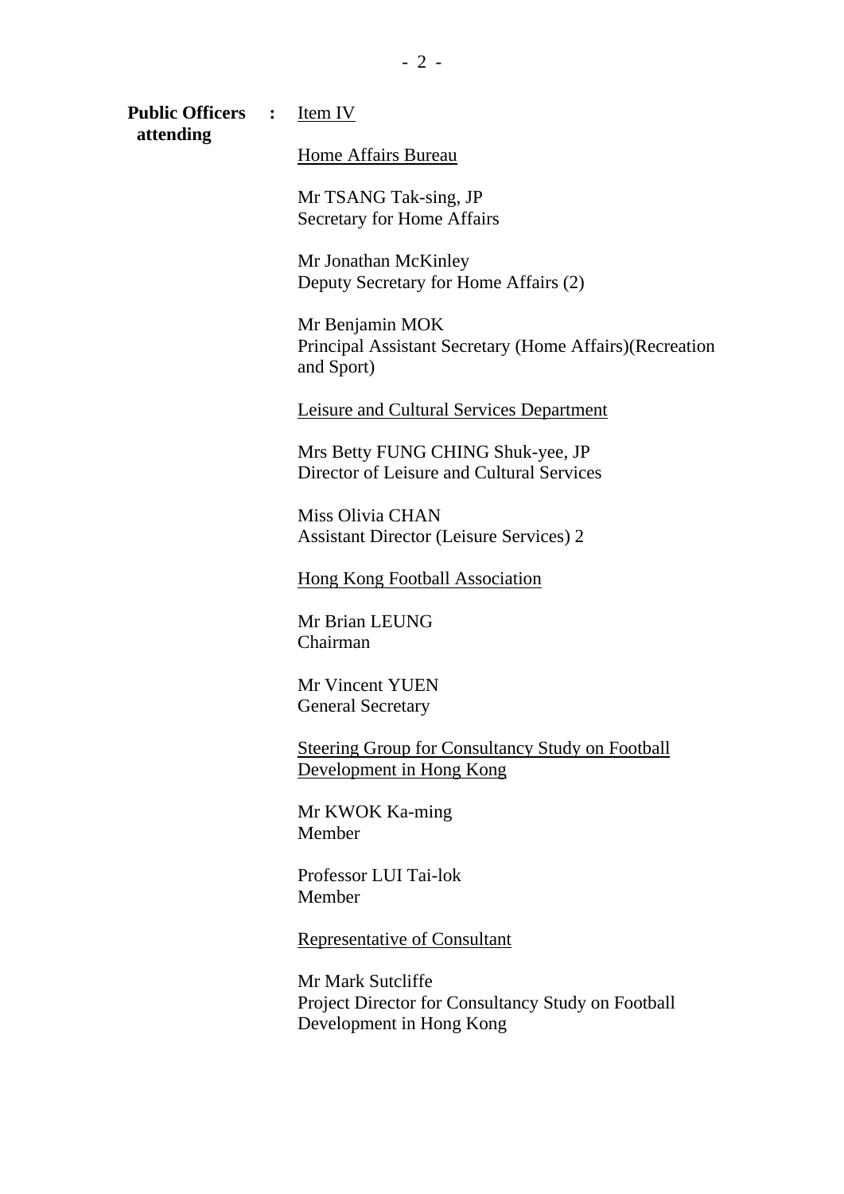**Public Officers attending** : <u>Item IV</u>

<u>Home Affairs Bureau</u>

Mr TSANG Tak-sing, JP
Secretary for Home Affairs

Mr Jonathan McKinley
Deputy Secretary for Home Affairs (2)

Mr Benjamin MOK
Principal Assistant Secretary (Home Affairs)(Recreation and Sport)

<u>Leisure and Cultural Services Department</u>

Mrs Betty FUNG CHING Shuk-yee, JP
Director of Leisure and Cultural Services

Miss Olivia CHAN
Assistant Director (Leisure Services) 2

<u>Hong Kong Football Association</u>

Mr Brian LEUNG
Chairman

Mr Vincent YUEN
General Secretary

<u>Steering Group for Consultancy Study on Football Development in Hong Kong</u>

Mr KWOK Ka-ming
Member

Professor LUI Tai-lok
Member

<u>Representative of Consultant</u>

Mr Mark Sutcliffe
Project Director for Consultancy Study on Football Development in Hong Kong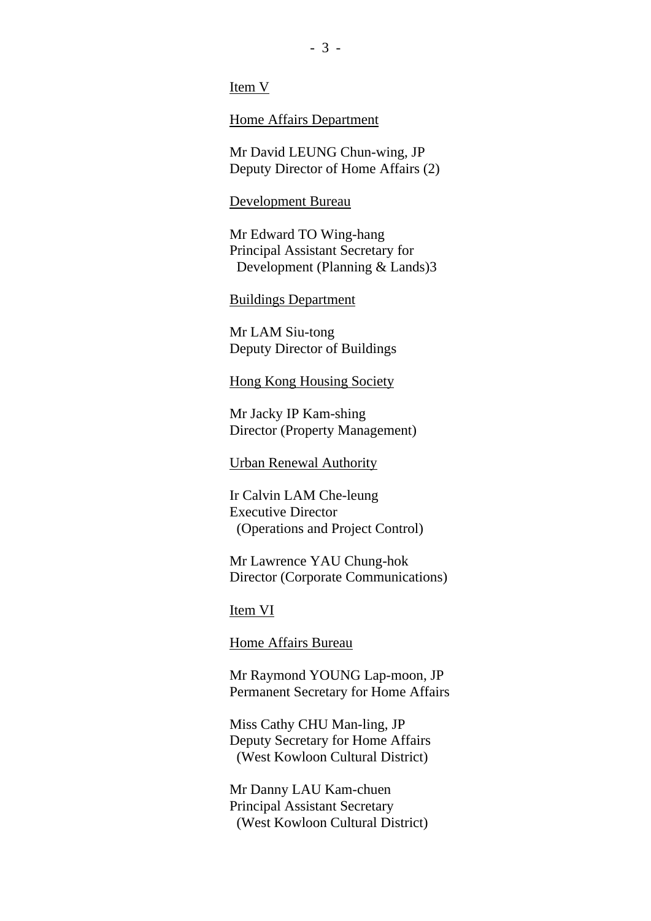Item V

Home Affairs Department

Mr David LEUNG Chun-wing, JP
Deputy Director of Home Affairs (2)

Development Bureau

Mr Edward TO Wing-hang
Principal Assistant Secretary for
  Development (Planning & Lands)3

Buildings Department

Mr LAM Siu-tong
Deputy Director of Buildings

Hong Kong Housing Society

Mr Jacky IP Kam-shing
Director (Property Management)

Urban Renewal Authority

Ir Calvin LAM Che-leung
Executive Director
  (Operations and Project Control)

Mr Lawrence YAU Chung-hok
Director (Corporate Communications)

Item VI

Home Affairs Bureau

Mr Raymond YOUNG Lap-moon, JP
Permanent Secretary for Home Affairs

Miss Cathy CHU Man-ling, JP
Deputy Secretary for Home Affairs
  (West Kowloon Cultural District)

Mr Danny LAU Kam-chuen
Principal Assistant Secretary
  (West Kowloon Cultural District)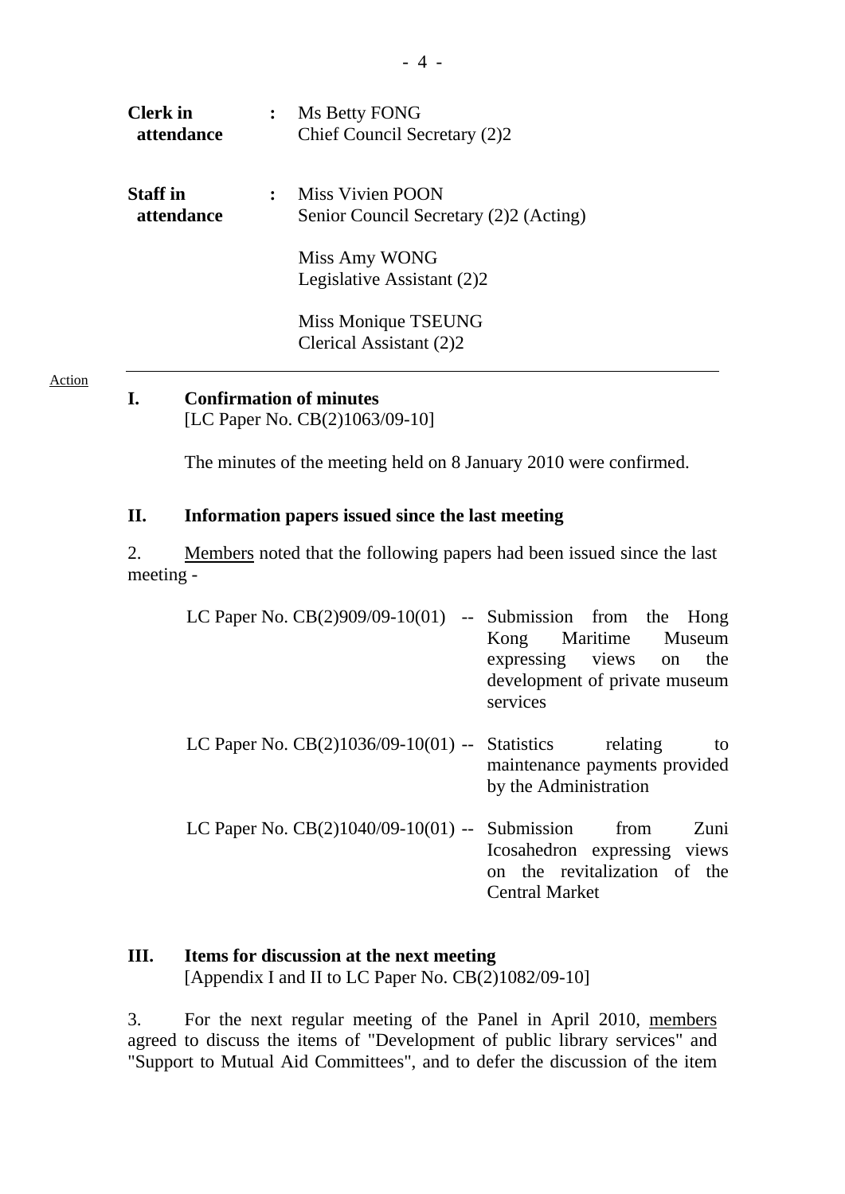| | | |
|---|---|---|
| **Clerk in attendance** | : | Ms Betty FONG<br>Chief Council Secretary (2)2 |
| **Staff in attendance** | : | Miss Vivien POON<br>Senior Council Secretary (2)2 (Acting)<br><br>Miss Amy WONG<br>Legislative Assistant (2)2<br><br>Miss Monique TSEUNG<br>Clerical Assistant (2)2 |

Action

## I. Confirmation of minutes

[LC Paper No. CB(2)1063/09-10]

The minutes of the meeting held on 8 January 2010 were confirmed.

## II. Information papers issued since the last meeting

2. Members noted that the following papers had been issued since the last meeting -

| | | |
|---|---|---|
| LC Paper No. CB(2)909/09-10(01) | -- | Submission from the Hong Kong Maritime Museum expressing views on the development of private museum services |
| LC Paper No. CB(2)1036/09-10(01) | -- | Statistics relating to maintenance payments provided by the Administration |
| LC Paper No. CB(2)1040/09-10(01) | -- | Submission from Zuni Icosahedron expressing views on the revitalization of the Central Market |

## III. Items for discussion at the next meeting

[Appendix I and II to LC Paper No. CB(2)1082/09-10]

3. For the next regular meeting of the Panel in April 2010, members agreed to discuss the items of "Development of public library services" and "Support to Mutual Aid Committees", and to defer the discussion of the item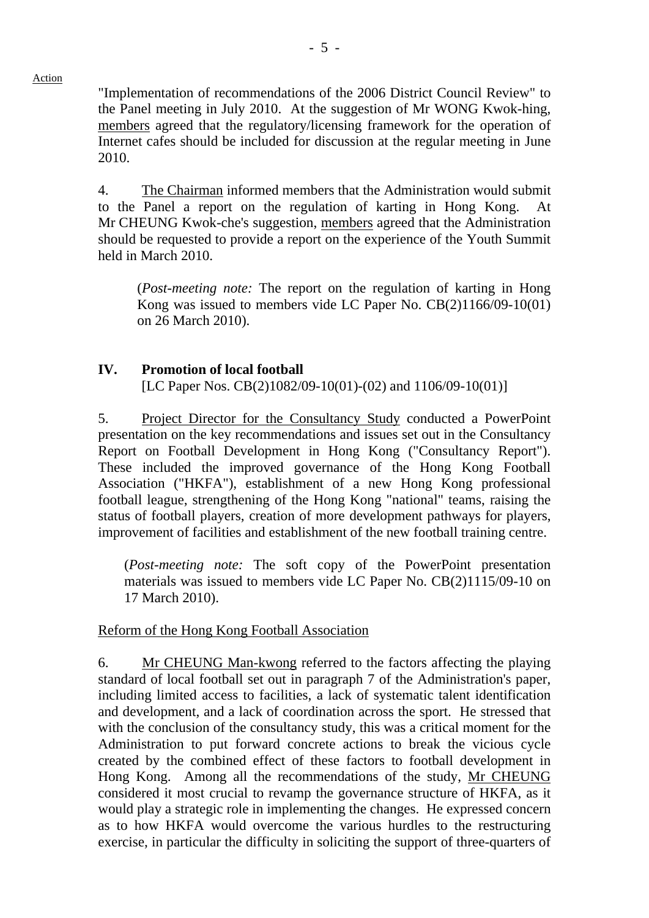Action

"Implementation of recommendations of the 2006 District Council Review" to the Panel meeting in July 2010. At the suggestion of Mr WONG Kwok-hing, members agreed that the regulatory/licensing framework for the operation of Internet cafes should be included for discussion at the regular meeting in June 2010.

4. The Chairman informed members that the Administration would submit to the Panel a report on the regulation of karting in Hong Kong. At Mr CHEUNG Kwok-che's suggestion, members agreed that the Administration should be requested to provide a report on the experience of the Youth Summit held in March 2010.

> (*Post-meeting note:* The report on the regulation of karting in Hong Kong was issued to members vide LC Paper No. CB(2)1166/09-10(01) on 26 March 2010).

## IV. Promotion of local football

[LC Paper Nos. CB(2)1082/09-10(01)-(02) and 1106/09-10(01)]

5. Project Director for the Consultancy Study conducted a PowerPoint presentation on the key recommendations and issues set out in the Consultancy Report on Football Development in Hong Kong ("Consultancy Report"). These included the improved governance of the Hong Kong Football Association ("HKFA"), establishment of a new Hong Kong professional football league, strengthening of the Hong Kong "national" teams, raising the status of football players, creation of more development pathways for players, improvement of facilities and establishment of the new football training centre.

> (*Post-meeting note:* The soft copy of the PowerPoint presentation materials was issued to members vide LC Paper No. CB(2)1115/09-10 on 17 March 2010).

Reform of the Hong Kong Football Association

6. Mr CHEUNG Man-kwong referred to the factors affecting the playing standard of local football set out in paragraph 7 of the Administration's paper, including limited access to facilities, a lack of systematic talent identification and development, and a lack of coordination across the sport. He stressed that with the conclusion of the consultancy study, this was a critical moment for the Administration to put forward concrete actions to break the vicious cycle created by the combined effect of these factors to football development in Hong Kong. Among all the recommendations of the study, Mr CHEUNG considered it most crucial to revamp the governance structure of HKFA, as it would play a strategic role in implementing the changes. He expressed concern as to how HKFA would overcome the various hurdles to the restructuring exercise, in particular the difficulty in soliciting the support of three-quarters of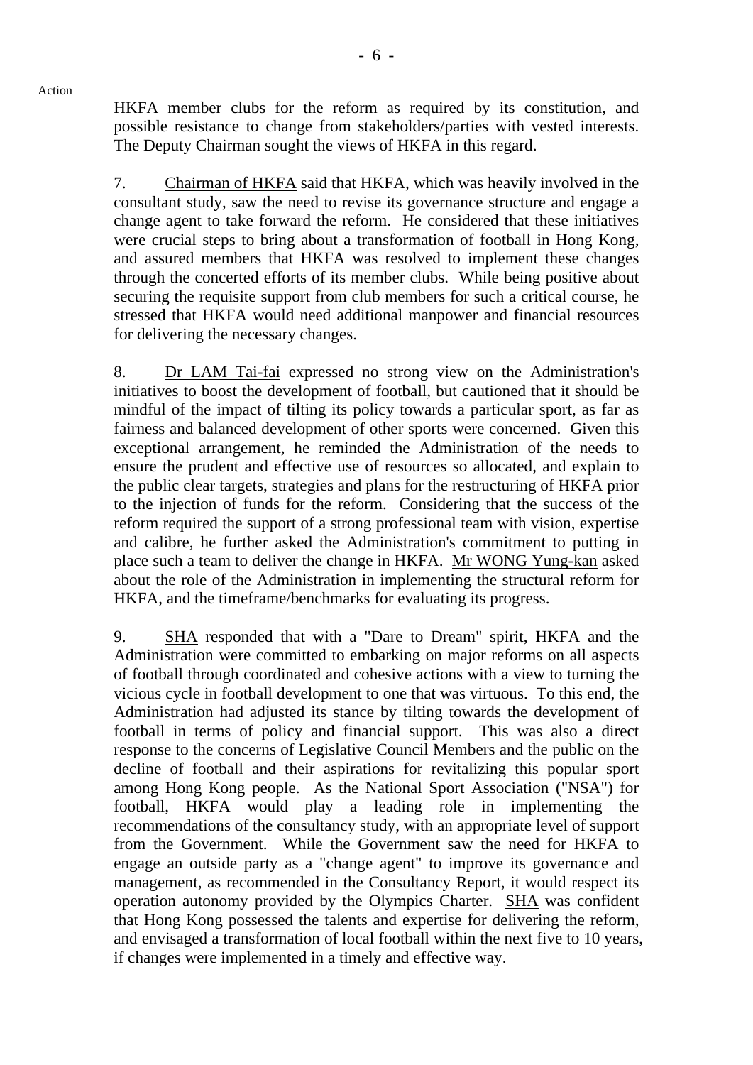Action

HKFA member clubs for the reform as required by its constitution, and possible resistance to change from stakeholders/parties with vested interests. The Deputy Chairman sought the views of HKFA in this regard.

7. Chairman of HKFA said that HKFA, which was heavily involved in the consultant study, saw the need to revise its governance structure and engage a change agent to take forward the reform. He considered that these initiatives were crucial steps to bring about a transformation of football in Hong Kong, and assured members that HKFA was resolved to implement these changes through the concerted efforts of its member clubs. While being positive about securing the requisite support from club members for such a critical course, he stressed that HKFA would need additional manpower and financial resources for delivering the necessary changes.

8. Dr LAM Tai-fai expressed no strong view on the Administration's initiatives to boost the development of football, but cautioned that it should be mindful of the impact of tilting its policy towards a particular sport, as far as fairness and balanced development of other sports were concerned. Given this exceptional arrangement, he reminded the Administration of the needs to ensure the prudent and effective use of resources so allocated, and explain to the public clear targets, strategies and plans for the restructuring of HKFA prior to the injection of funds for the reform. Considering that the success of the reform required the support of a strong professional team with vision, expertise and calibre, he further asked the Administration's commitment to putting in place such a team to deliver the change in HKFA. Mr WONG Yung-kan asked about the role of the Administration in implementing the structural reform for HKFA, and the timeframe/benchmarks for evaluating its progress.

9. SHA responded that with a "Dare to Dream" spirit, HKFA and the Administration were committed to embarking on major reforms on all aspects of football through coordinated and cohesive actions with a view to turning the vicious cycle in football development to one that was virtuous. To this end, the Administration had adjusted its stance by tilting towards the development of football in terms of policy and financial support. This was also a direct response to the concerns of Legislative Council Members and the public on the decline of football and their aspirations for revitalizing this popular sport among Hong Kong people. As the National Sport Association ("NSA") for football, HKFA would play a leading role in implementing the recommendations of the consultancy study, with an appropriate level of support from the Government. While the Government saw the need for HKFA to engage an outside party as a "change agent" to improve its governance and management, as recommended in the Consultancy Report, it would respect its operation autonomy provided by the Olympics Charter. SHA was confident that Hong Kong possessed the talents and expertise for delivering the reform, and envisaged a transformation of local football within the next five to 10 years, if changes were implemented in a timely and effective way.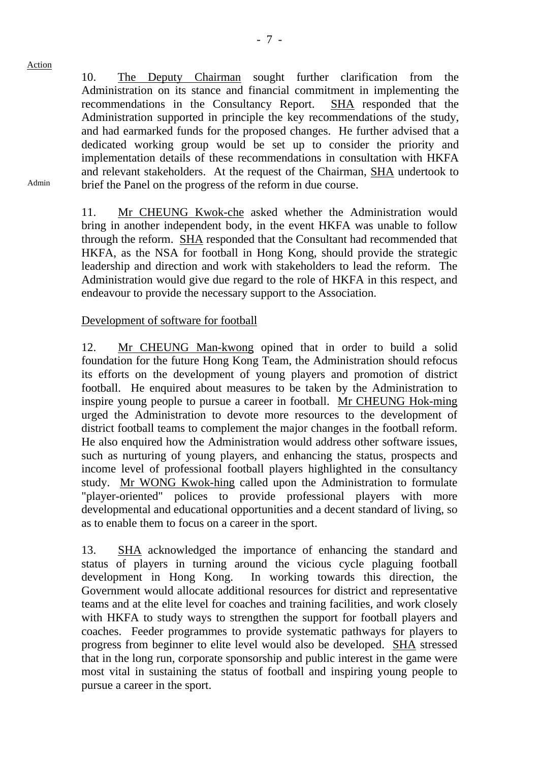Action

10. The Deputy Chairman sought further clarification from the Administration on its stance and financial commitment in implementing the recommendations in the Consultancy Report. SHA responded that the Administration supported in principle the key recommendations of the study, and had earmarked funds for the proposed changes. He further advised that a dedicated working group would be set up to consider the priority and implementation details of these recommendations in consultation with HKFA and relevant stakeholders. At the request of the Chairman, SHA undertook to brief the Panel on the progress of the reform in due course.

Admin

11. Mr CHEUNG Kwok-che asked whether the Administration would bring in another independent body, in the event HKFA was unable to follow through the reform. SHA responded that the Consultant had recommended that HKFA, as the NSA for football in Hong Kong, should provide the strategic leadership and direction and work with stakeholders to lead the reform. The Administration would give due regard to the role of HKFA in this respect, and endeavour to provide the necessary support to the Association.

Development of software for football

12. Mr CHEUNG Man-kwong opined that in order to build a solid foundation for the future Hong Kong Team, the Administration should refocus its efforts on the development of young players and promotion of district football. He enquired about measures to be taken by the Administration to inspire young people to pursue a career in football. Mr CHEUNG Hok-ming urged the Administration to devote more resources to the development of district football teams to complement the major changes in the football reform. He also enquired how the Administration would address other software issues, such as nurturing of young players, and enhancing the status, prospects and income level of professional football players highlighted in the consultancy study. Mr WONG Kwok-hing called upon the Administration to formulate "player-oriented" polices to provide professional players with more developmental and educational opportunities and a decent standard of living, so as to enable them to focus on a career in the sport.

13. SHA acknowledged the importance of enhancing the standard and status of players in turning around the vicious cycle plaguing football development in Hong Kong. In working towards this direction, the Government would allocate additional resources for district and representative teams and at the elite level for coaches and training facilities, and work closely with HKFA to study ways to strengthen the support for football players and coaches. Feeder programmes to provide systematic pathways for players to progress from beginner to elite level would also be developed. SHA stressed that in the long run, corporate sponsorship and public interest in the game were most vital in sustaining the status of football and inspiring young people to pursue a career in the sport.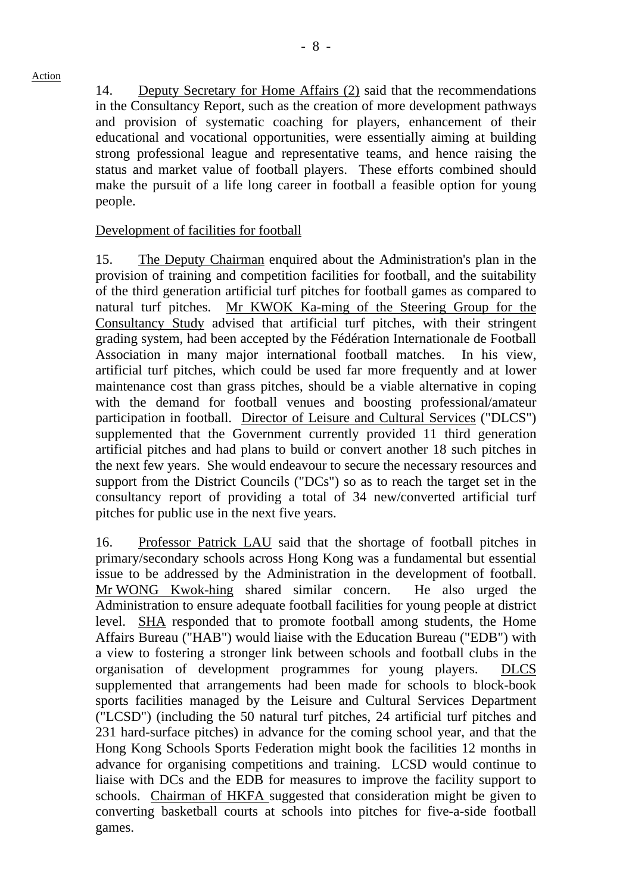Action

14. Deputy Secretary for Home Affairs (2) said that the recommendations in the Consultancy Report, such as the creation of more development pathways and provision of systematic coaching for players, enhancement of their educational and vocational opportunities, were essentially aiming at building strong professional league and representative teams, and hence raising the status and market value of football players. These efforts combined should make the pursuit of a life long career in football a feasible option for young people.

Development of facilities for football

15. The Deputy Chairman enquired about the Administration's plan in the provision of training and competition facilities for football, and the suitability of the third generation artificial turf pitches for football games as compared to natural turf pitches. Mr KWOK Ka-ming of the Steering Group for the Consultancy Study advised that artificial turf pitches, with their stringent grading system, had been accepted by the Fédération Internationale de Football Association in many major international football matches. In his view, artificial turf pitches, which could be used far more frequently and at lower maintenance cost than grass pitches, should be a viable alternative in coping with the demand for football venues and boosting professional/amateur participation in football. Director of Leisure and Cultural Services ("DLCS") supplemented that the Government currently provided 11 third generation artificial pitches and had plans to build or convert another 18 such pitches in the next few years. She would endeavour to secure the necessary resources and support from the District Councils ("DCs") so as to reach the target set in the consultancy report of providing a total of 34 new/converted artificial turf pitches for public use in the next five years.

16. Professor Patrick LAU said that the shortage of football pitches in primary/secondary schools across Hong Kong was a fundamental but essential issue to be addressed by the Administration in the development of football. Mr WONG Kwok-hing shared similar concern. He also urged the Administration to ensure adequate football facilities for young people at district level. SHA responded that to promote football among students, the Home Affairs Bureau ("HAB") would liaise with the Education Bureau ("EDB") with a view to fostering a stronger link between schools and football clubs in the organisation of development programmes for young players. DLCS supplemented that arrangements had been made for schools to block-book sports facilities managed by the Leisure and Cultural Services Department ("LCSD") (including the 50 natural turf pitches, 24 artificial turf pitches and 231 hard-surface pitches) in advance for the coming school year, and that the Hong Kong Schools Sports Federation might book the facilities 12 months in advance for organising competitions and training. LCSD would continue to liaise with DCs and the EDB for measures to improve the facility support to schools. Chairman of HKFA suggested that consideration might be given to converting basketball courts at schools into pitches for five-a-side football games.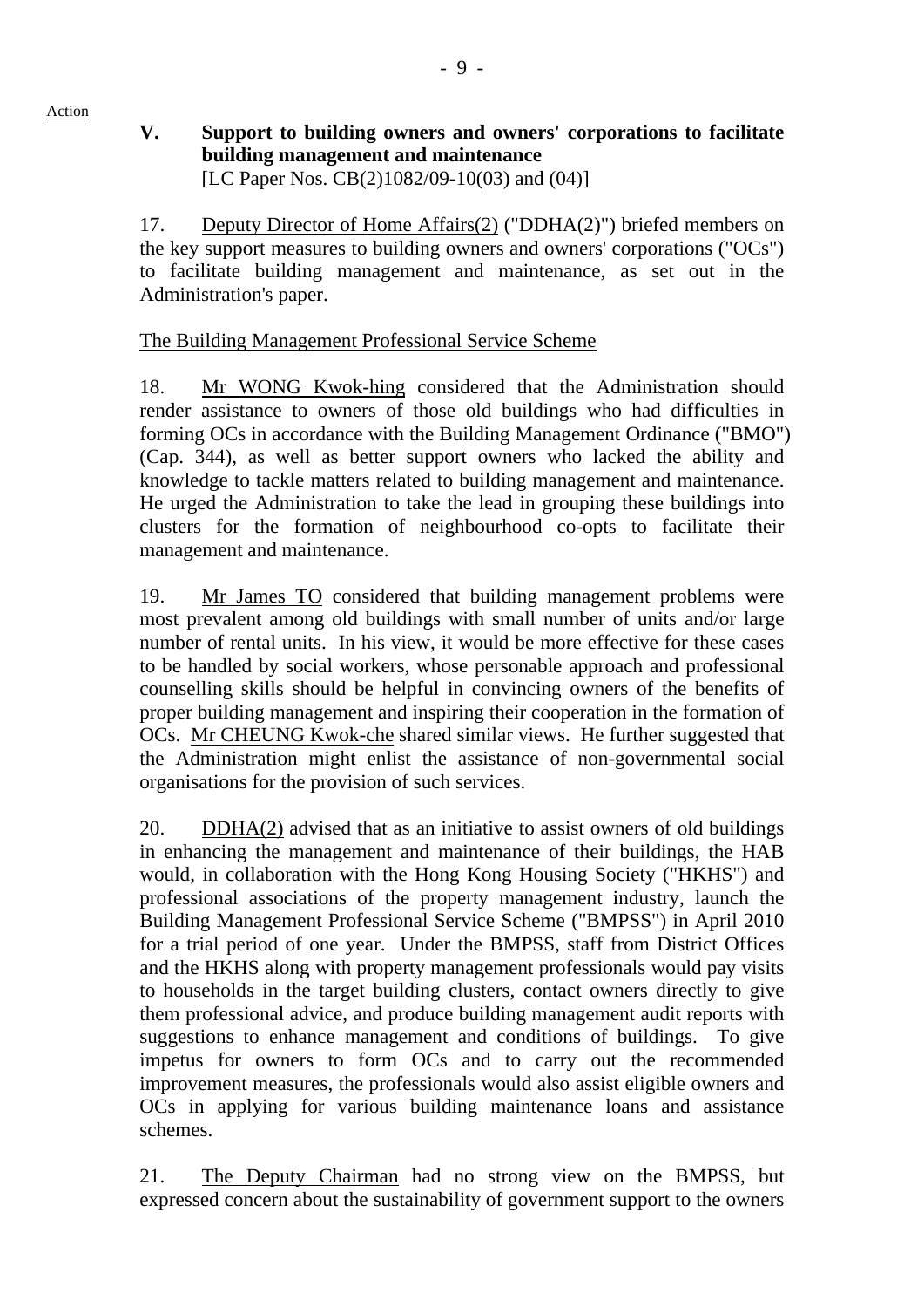Action

**V. Support to building owners and owners' corporations to facilitate building management and maintenance**
[LC Paper Nos. CB(2)1082/09-10(03) and (04)]

17. Deputy Director of Home Affairs(2) ("DDHA(2)") briefed members on the key support measures to building owners and owners' corporations ("OCs") to facilitate building management and maintenance, as set out in the Administration's paper.

The Building Management Professional Service Scheme

18. Mr WONG Kwok-hing considered that the Administration should render assistance to owners of those old buildings who had difficulties in forming OCs in accordance with the Building Management Ordinance ("BMO") (Cap. 344), as well as better support owners who lacked the ability and knowledge to tackle matters related to building management and maintenance. He urged the Administration to take the lead in grouping these buildings into clusters for the formation of neighbourhood co-opts to facilitate their management and maintenance.

19. Mr James TO considered that building management problems were most prevalent among old buildings with small number of units and/or large number of rental units. In his view, it would be more effective for these cases to be handled by social workers, whose personable approach and professional counselling skills should be helpful in convincing owners of the benefits of proper building management and inspiring their cooperation in the formation of OCs. Mr CHEUNG Kwok-che shared similar views. He further suggested that the Administration might enlist the assistance of non-governmental social organisations for the provision of such services.

20. DDHA(2) advised that as an initiative to assist owners of old buildings in enhancing the management and maintenance of their buildings, the HAB would, in collaboration with the Hong Kong Housing Society ("HKHS") and professional associations of the property management industry, launch the Building Management Professional Service Scheme ("BMPSS") in April 2010 for a trial period of one year. Under the BMPSS, staff from District Offices and the HKHS along with property management professionals would pay visits to households in the target building clusters, contact owners directly to give them professional advice, and produce building management audit reports with suggestions to enhance management and conditions of buildings. To give impetus for owners to form OCs and to carry out the recommended improvement measures, the professionals would also assist eligible owners and OCs in applying for various building maintenance loans and assistance schemes.

21. The Deputy Chairman had no strong view on the BMPSS, but expressed concern about the sustainability of government support to the owners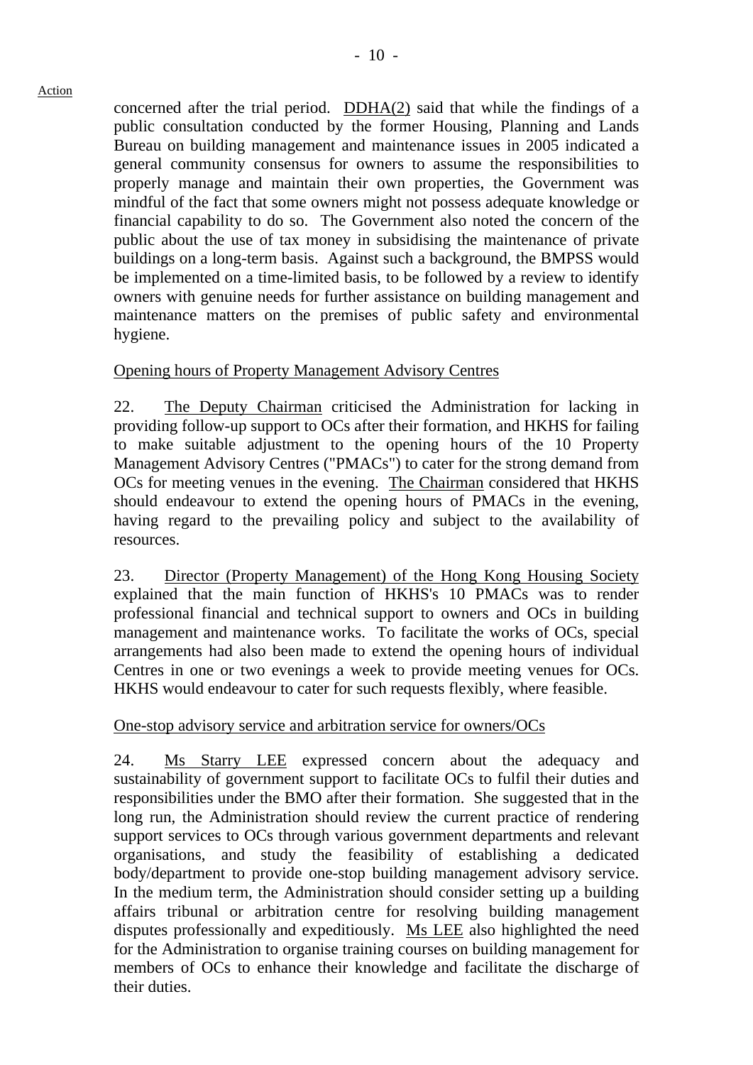concerned after the trial period. DDHA(2) said that while the findings of a public consultation conducted by the former Housing, Planning and Lands Bureau on building management and maintenance issues in 2005 indicated a general community consensus for owners to assume the responsibilities to properly manage and maintain their own properties, the Government was mindful of the fact that some owners might not possess adequate knowledge or financial capability to do so. The Government also noted the concern of the public about the use of tax money in subsidising the maintenance of private buildings on a long-term basis. Against such a background, the BMPSS would be implemented on a time-limited basis, to be followed by a review to identify owners with genuine needs for further assistance on building management and maintenance matters on the premises of public safety and environmental hygiene.

Opening hours of Property Management Advisory Centres

22. The Deputy Chairman criticised the Administration for lacking in providing follow-up support to OCs after their formation, and HKHS for failing to make suitable adjustment to the opening hours of the 10 Property Management Advisory Centres ("PMACs") to cater for the strong demand from OCs for meeting venues in the evening. The Chairman considered that HKHS should endeavour to extend the opening hours of PMACs in the evening, having regard to the prevailing policy and subject to the availability of resources.

23. Director (Property Management) of the Hong Kong Housing Society explained that the main function of HKHS's 10 PMACs was to render professional financial and technical support to owners and OCs in building management and maintenance works. To facilitate the works of OCs, special arrangements had also been made to extend the opening hours of individual Centres in one or two evenings a week to provide meeting venues for OCs. HKHS would endeavour to cater for such requests flexibly, where feasible.

One-stop advisory service and arbitration service for owners/OCs

24. Ms Starry LEE expressed concern about the adequacy and sustainability of government support to facilitate OCs to fulfil their duties and responsibilities under the BMO after their formation. She suggested that in the long run, the Administration should review the current practice of rendering support services to OCs through various government departments and relevant organisations, and study the feasibility of establishing a dedicated body/department to provide one-stop building management advisory service. In the medium term, the Administration should consider setting up a building affairs tribunal or arbitration centre for resolving building management disputes professionally and expeditiously. Ms LEE also highlighted the need for the Administration to organise training courses on building management for members of OCs to enhance their knowledge and facilitate the discharge of their duties.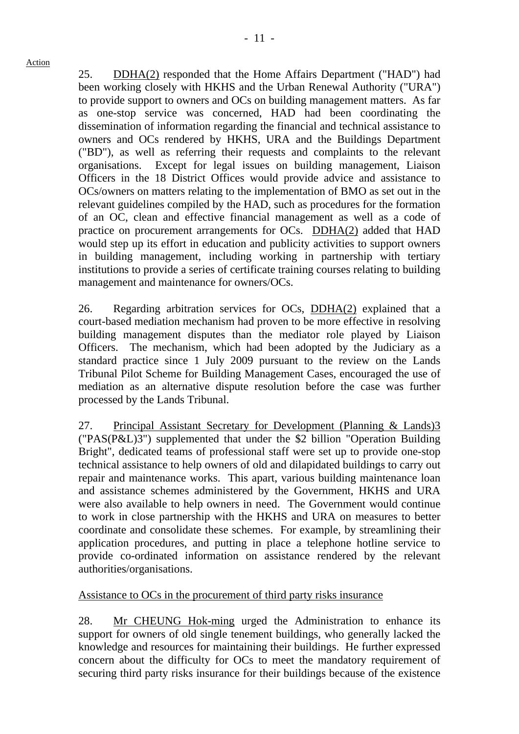Action

25. DDHA(2) responded that the Home Affairs Department ("HAD") had been working closely with HKHS and the Urban Renewal Authority ("URA") to provide support to owners and OCs on building management matters. As far as one-stop service was concerned, HAD had been coordinating the dissemination of information regarding the financial and technical assistance to owners and OCs rendered by HKHS, URA and the Buildings Department ("BD"), as well as referring their requests and complaints to the relevant organisations. Except for legal issues on building management, Liaison Officers in the 18 District Offices would provide advice and assistance to OCs/owners on matters relating to the implementation of BMO as set out in the relevant guidelines compiled by the HAD, such as procedures for the formation of an OC, clean and effective financial management as well as a code of practice on procurement arrangements for OCs. DDHA(2) added that HAD would step up its effort in education and publicity activities to support owners in building management, including working in partnership with tertiary institutions to provide a series of certificate training courses relating to building management and maintenance for owners/OCs.

26. Regarding arbitration services for OCs, DDHA(2) explained that a court-based mediation mechanism had proven to be more effective in resolving building management disputes than the mediator role played by Liaison Officers. The mechanism, which had been adopted by the Judiciary as a standard practice since 1 July 2009 pursuant to the review on the Lands Tribunal Pilot Scheme for Building Management Cases, encouraged the use of mediation as an alternative dispute resolution before the case was further processed by the Lands Tribunal.

27. Principal Assistant Secretary for Development (Planning & Lands)3 ("PAS(P&L)3") supplemented that under the $2 billion "Operation Building Bright", dedicated teams of professional staff were set up to provide one-stop technical assistance to help owners of old and dilapidated buildings to carry out repair and maintenance works. This apart, various building maintenance loan and assistance schemes administered by the Government, HKHS and URA were also available to help owners in need. The Government would continue to work in close partnership with the HKHS and URA on measures to better coordinate and consolidate these schemes. For example, by streamlining their application procedures, and putting in place a telephone hotline service to provide co-ordinated information on assistance rendered by the relevant authorities/organisations.

Assistance to OCs in the procurement of third party risks insurance

28. Mr CHEUNG Hok-ming urged the Administration to enhance its support for owners of old single tenement buildings, who generally lacked the knowledge and resources for maintaining their buildings. He further expressed concern about the difficulty for OCs to meet the mandatory requirement of securing third party risks insurance for their buildings because of the existence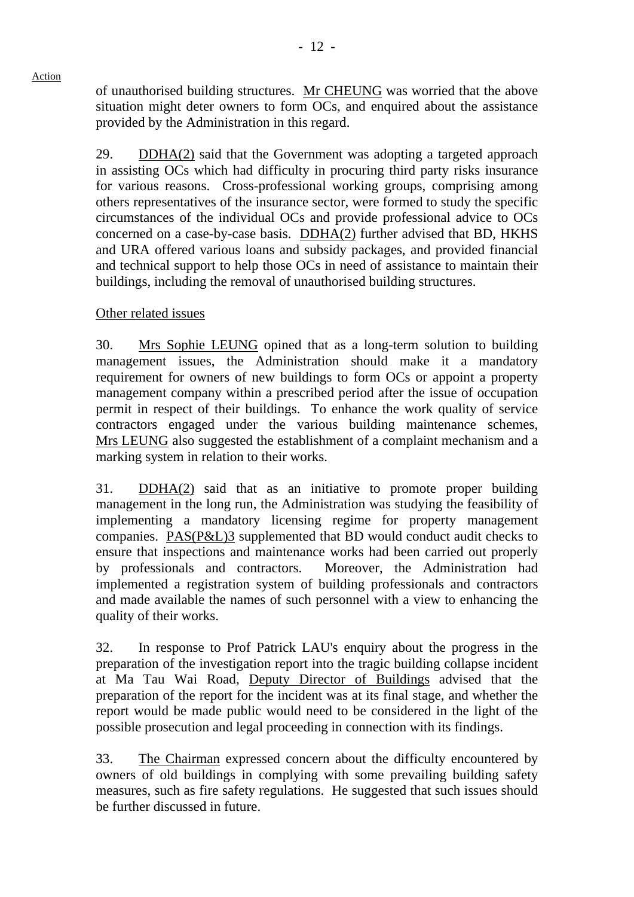Action

of unauthorised building structures. Mr CHEUNG was worried that the above situation might deter owners to form OCs, and enquired about the assistance provided by the Administration in this regard.

29. DDHA(2) said that the Government was adopting a targeted approach in assisting OCs which had difficulty in procuring third party risks insurance for various reasons. Cross-professional working groups, comprising among others representatives of the insurance sector, were formed to study the specific circumstances of the individual OCs and provide professional advice to OCs concerned on a case-by-case basis. DDHA(2) further advised that BD, HKHS and URA offered various loans and subsidy packages, and provided financial and technical support to help those OCs in need of assistance to maintain their buildings, including the removal of unauthorised building structures.

Other related issues

30. Mrs Sophie LEUNG opined that as a long-term solution to building management issues, the Administration should make it a mandatory requirement for owners of new buildings to form OCs or appoint a property management company within a prescribed period after the issue of occupation permit in respect of their buildings. To enhance the work quality of service contractors engaged under the various building maintenance schemes, Mrs LEUNG also suggested the establishment of a complaint mechanism and a marking system in relation to their works.

31. DDHA(2) said that as an initiative to promote proper building management in the long run, the Administration was studying the feasibility of implementing a mandatory licensing regime for property management companies. PAS(P&L)3 supplemented that BD would conduct audit checks to ensure that inspections and maintenance works had been carried out properly by professionals and contractors. Moreover, the Administration had implemented a registration system of building professionals and contractors and made available the names of such personnel with a view to enhancing the quality of their works.

32. In response to Prof Patrick LAU's enquiry about the progress in the preparation of the investigation report into the tragic building collapse incident at Ma Tau Wai Road, Deputy Director of Buildings advised that the preparation of the report for the incident was at its final stage, and whether the report would be made public would need to be considered in the light of the possible prosecution and legal proceeding in connection with its findings.

33. The Chairman expressed concern about the difficulty encountered by owners of old buildings in complying with some prevailing building safety measures, such as fire safety regulations. He suggested that such issues should be further discussed in future.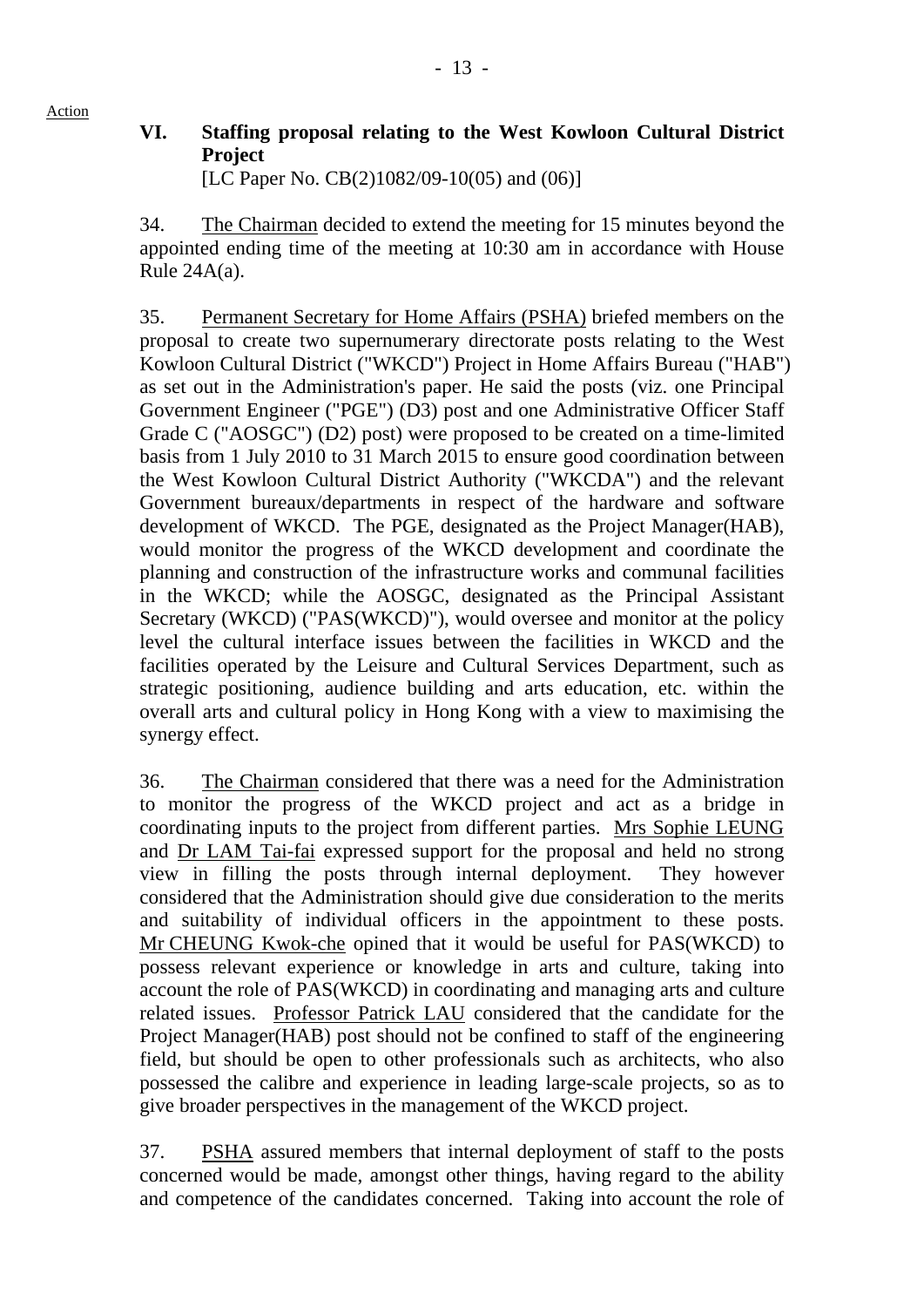Action

### VI. Staffing proposal relating to the West Kowloon Cultural District Project

[LC Paper No. CB(2)1082/09-10(05) and (06)]

34. The Chairman decided to extend the meeting for 15 minutes beyond the appointed ending time of the meeting at 10:30 am in accordance with House Rule 24A(a).

35. Permanent Secretary for Home Affairs (PSHA) briefed members on the proposal to create two supernumerary directorate posts relating to the West Kowloon Cultural District ("WKCD") Project in Home Affairs Bureau ("HAB") as set out in the Administration's paper. He said the posts (viz. one Principal Government Engineer ("PGE") (D3) post and one Administrative Officer Staff Grade C ("AOSGC") (D2) post) were proposed to be created on a time-limited basis from 1 July 2010 to 31 March 2015 to ensure good coordination between the West Kowloon Cultural District Authority ("WKCDA") and the relevant Government bureaux/departments in respect of the hardware and software development of WKCD. The PGE, designated as the Project Manager(HAB), would monitor the progress of the WKCD development and coordinate the planning and construction of the infrastructure works and communal facilities in the WKCD; while the AOSGC, designated as the Principal Assistant Secretary (WKCD) ("PAS(WKCD)"), would oversee and monitor at the policy level the cultural interface issues between the facilities in WKCD and the facilities operated by the Leisure and Cultural Services Department, such as strategic positioning, audience building and arts education, etc. within the overall arts and cultural policy in Hong Kong with a view to maximising the synergy effect.

36. The Chairman considered that there was a need for the Administration to monitor the progress of the WKCD project and act as a bridge in coordinating inputs to the project from different parties. Mrs Sophie LEUNG and Dr LAM Tai-fai expressed support for the proposal and held no strong view in filling the posts through internal deployment. They however considered that the Administration should give due consideration to the merits and suitability of individual officers in the appointment to these posts. Mr CHEUNG Kwok-che opined that it would be useful for PAS(WKCD) to possess relevant experience or knowledge in arts and culture, taking into account the role of PAS(WKCD) in coordinating and managing arts and culture related issues. Professor Patrick LAU considered that the candidate for the Project Manager(HAB) post should not be confined to staff of the engineering field, but should be open to other professionals such as architects, who also possessed the calibre and experience in leading large-scale projects, so as to give broader perspectives in the management of the WKCD project.

37. PSHA assured members that internal deployment of staff to the posts concerned would be made, amongst other things, having regard to the ability and competence of the candidates concerned. Taking into account the role of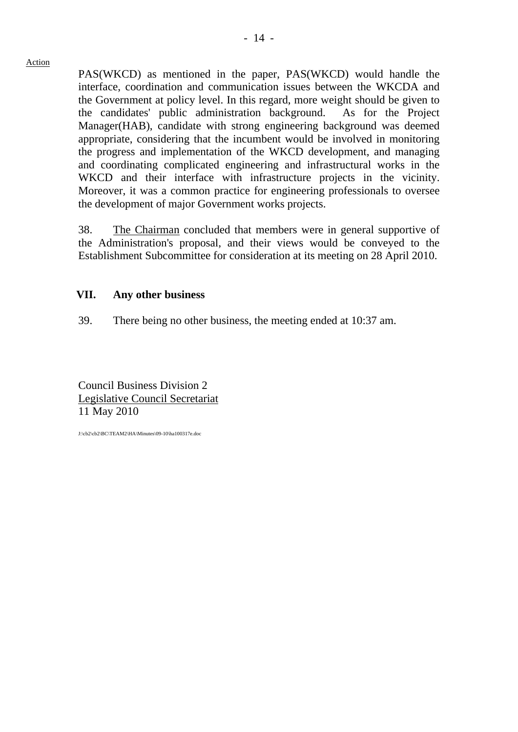Action

PAS(WKCD) as mentioned in the paper, PAS(WKCD) would handle the interface, coordination and communication issues between the WKCDA and the Government at policy level. In this regard, more weight should be given to the candidates' public administration background. As for the Project Manager(HAB), candidate with strong engineering background was deemed appropriate, considering that the incumbent would be involved in monitoring the progress and implementation of the WKCD development, and managing and coordinating complicated engineering and infrastructural works in the WKCD and their interface with infrastructure projects in the vicinity. Moreover, it was a common practice for engineering professionals to oversee the development of major Government works projects.

38. The Chairman concluded that members were in general supportive of the Administration's proposal, and their views would be conveyed to the Establishment Subcommittee for consideration at its meeting on 28 April 2010.

## VII. Any other business

39. There being no other business, the meeting ended at 10:37 am.

Council Business Division 2
Legislative Council Secretariat
11 May 2010

J:\cb2\cb2\BC\TEAM2\HA\Minutes\09-10\ha100317e.doc